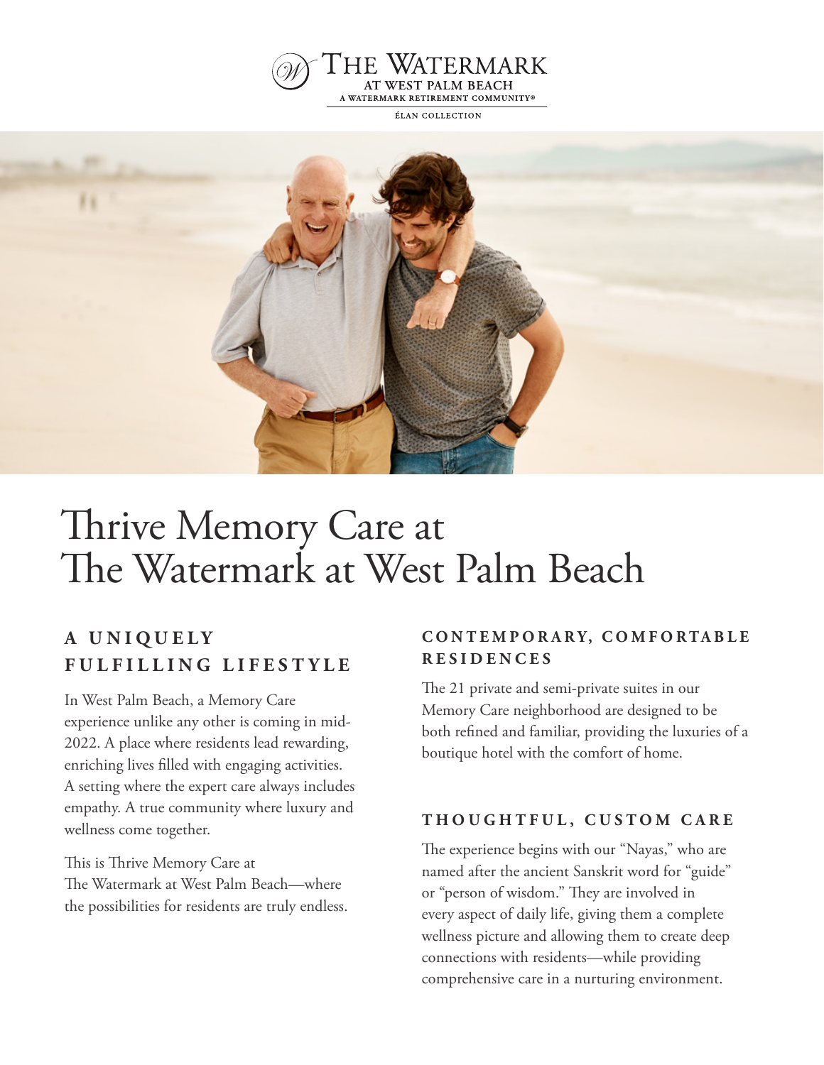THE WATERMARK
AT WEST PALM BEACH
A WATERMARK RETIREMENT COMMUNITY®

ÉLAN COLLECTION

# Thrive Memory Care at The Watermark at West Palm Beach

## A UNIQUELY FULFILLING LIFESTYLE

In West Palm Beach, a Memory Care experience unlike any other is coming in mid-2022. A place where residents lead rewarding, enriching lives filled with engaging activities. A setting where the expert care always includes empathy. A true community where luxury and wellness come together.

This is Thrive Memory Care at The Watermark at West Palm Beach—where the possibilities for residents are truly endless.

## CONTEMPORARY, COMFORTABLE RESIDENCES

The 21 private and semi-private suites in our Memory Care neighborhood are designed to be both refined and familiar, providing the luxuries of a boutique hotel with the comfort of home.

## THOUGHTFUL, CUSTOM CARE

The experience begins with our "Nayas," who are named after the ancient Sanskrit word for "guide" or "person of wisdom." They are involved in every aspect of daily life, giving them a complete wellness picture and allowing them to create deep connections with residents—while providing comprehensive care in a nurturing environment.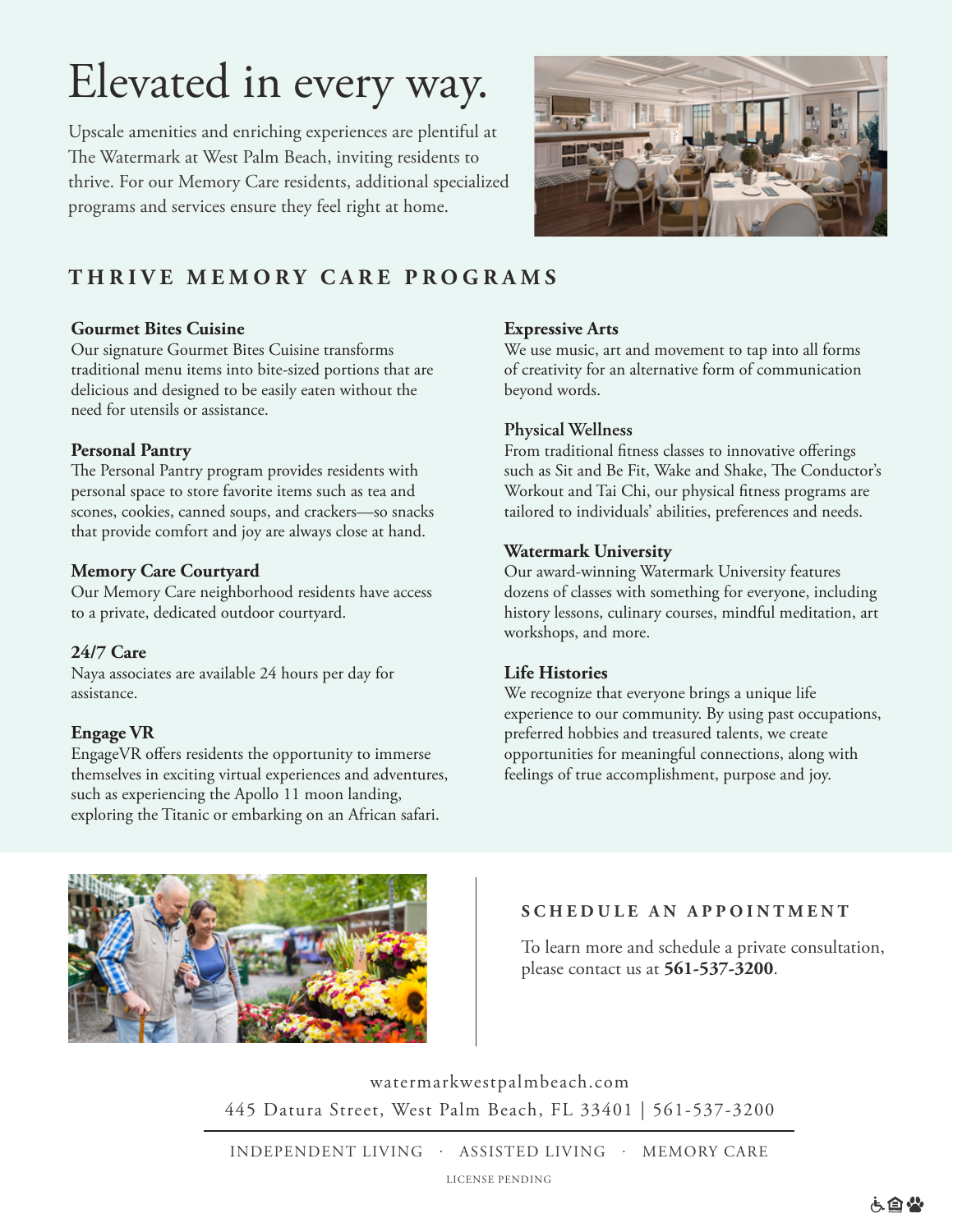# Elevated in every way.

Upscale amenities and enriching experiences are plentiful at The Watermark at West Palm Beach, inviting residents to thrive. For our Memory Care residents, additional specialized programs and services ensure they feel right at home.

## THRIVE MEMORY CARE PROGRAMS

**Gourmet Bites Cuisine**
Our signature Gourmet Bites Cuisine transforms traditional menu items into bite-sized portions that are delicious and designed to be easily eaten without the need for utensils or assistance.

**Personal Pantry**
The Personal Pantry program provides residents with personal space to store favorite items such as tea and scones, cookies, canned soups, and crackers—so snacks that provide comfort and joy are always close at hand.

**Memory Care Courtyard**
Our Memory Care neighborhood residents have access to a private, dedicated outdoor courtyard.

**24/7 Care**
Naya associates are available 24 hours per day for assistance.

**Engage VR**
EngageVR offers residents the opportunity to immerse themselves in exciting virtual experiences and adventures, such as experiencing the Apollo 11 moon landing, exploring the Titanic or embarking on an African safari.

**Expressive Arts**
We use music, art and movement to tap into all forms of creativity for an alternative form of communication beyond words.

**Physical Wellness**
From traditional fitness classes to innovative offerings such as Sit and Be Fit, Wake and Shake, The Conductor's Workout and Tai Chi, our physical fitness programs are tailored to individuals' abilities, preferences and needs.

**Watermark University**
Our award-winning Watermark University features dozens of classes with something for everyone, including history lessons, culinary courses, mindful meditation, art workshops, and more.

**Life Histories**
We recognize that everyone brings a unique life experience to our community. By using past occupations, preferred hobbies and treasured talents, we create opportunities for meaningful connections, along with feelings of true accomplishment, purpose and joy.

## SCHEDULE AN APPOINTMENT

To learn more and schedule a private consultation, please contact us at **561-537-3200**.

watermarkwestpalmbeach.com

445 Datura Street, West Palm Beach, FL 33401 | 561-537-3200

INDEPENDENT LIVING · ASSISTED LIVING · MEMORY CARE

LICENSE PENDING